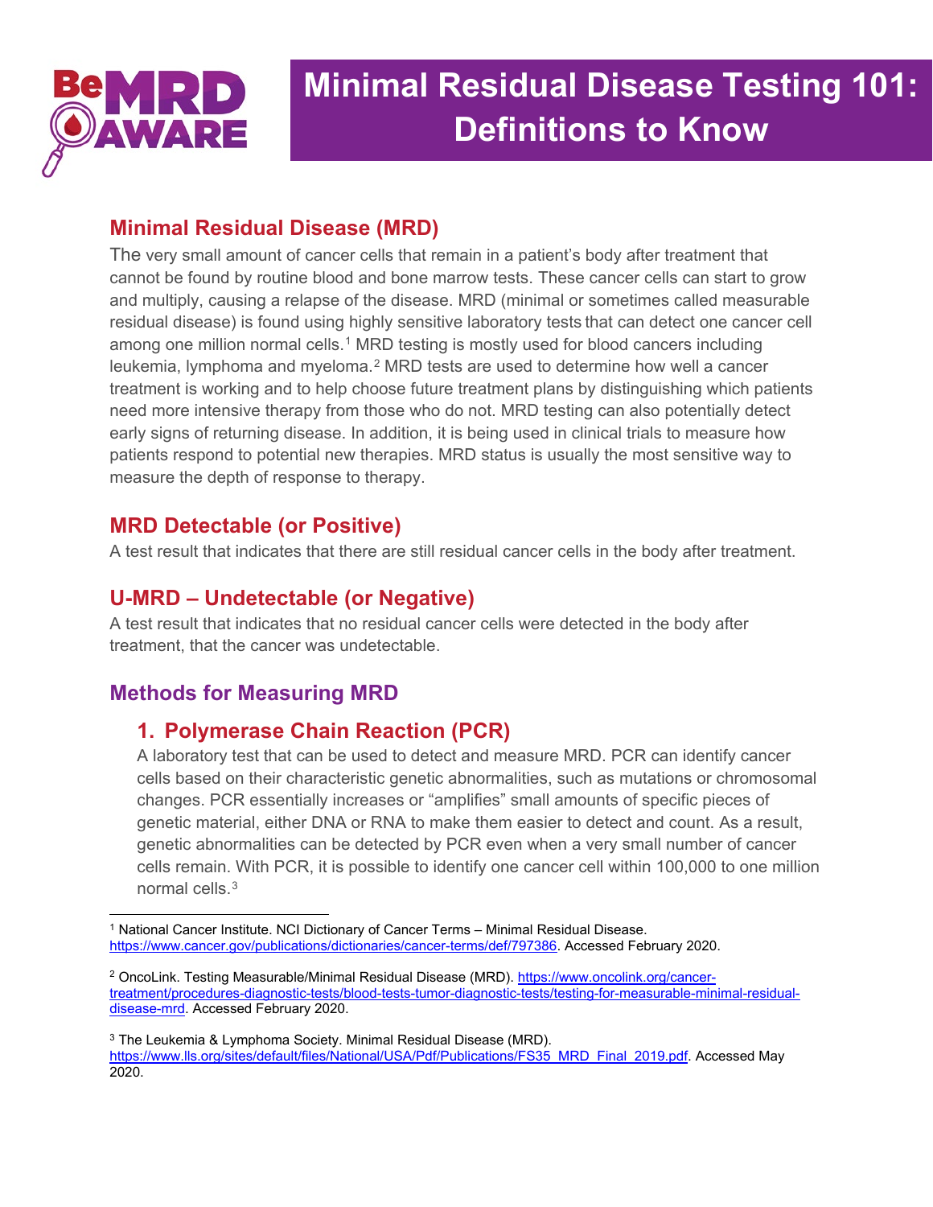# Minimal Residual Disease Testing 101: Definitions to Know

## Minimal Residual Disease (MRD)

The very small amount of cancer cells that remain in a patient's body after treatment that cannot be found by routine blood and bone marrow tests. These cancer cells can start to grow and multiply, causing a relapse of the disease. MRD (minimal or sometimes called measurable residual disease) is found using highly sensitive laboratory tests that can detect one cancer cell among one million normal cells.[1] MRD testing is mostly used for blood cancers including leukemia, lymphoma and myeloma.[2] MRD tests are used to determine how well a cancer treatment is working and to help choose future treatment plans by distinguishing which patients need more intensive therapy from those who do not. MRD testing can also potentially detect early signs of returning disease. In addition, it is being used in clinical trials to measure how patients respond to potential new therapies. MRD status is usually the most sensitive way to measure the depth of response to therapy.

## MRD Detectable (or Positive)

A test result that indicates that there are still residual cancer cells in the body after treatment.

## U-MRD – Undetectable (or Negative)

A test result that indicates that no residual cancer cells were detected in the body after treatment, that the cancer was undetectable.

## Methods for Measuring MRD

### 1. Polymerase Chain Reaction (PCR)

A laboratory test that can be used to detect and measure MRD. PCR can identify cancer cells based on their characteristic genetic abnormalities, such as mutations or chromosomal changes. PCR essentially increases or "amplifies" small amounts of specific pieces of genetic material, either DNA or RNA to make them easier to detect and count. As a result, genetic abnormalities can be detected by PCR even when a very small number of cancer cells remain. With PCR, it is possible to identify one cancer cell within 100,000 to one million normal cells.[3]

---

[1] National Cancer Institute. NCI Dictionary of Cancer Terms – Minimal Residual Disease. https://www.cancer.gov/publications/dictionaries/cancer-terms/def/797386. Accessed February 2020.

[2] OncoLink. Testing Measurable/Minimal Residual Disease (MRD). https://www.oncolink.org/cancer-treatment/procedures-diagnostic-tests/blood-tests-tumor-diagnostic-tests/testing-for-measurable-minimal-residual-disease-mrd. Accessed February 2020.

[3] The Leukemia & Lymphoma Society. Minimal Residual Disease (MRD). https://www.lls.org/sites/default/files/National/USA/Pdf/Publications/FS35_MRD_Final_2019.pdf. Accessed May 2020.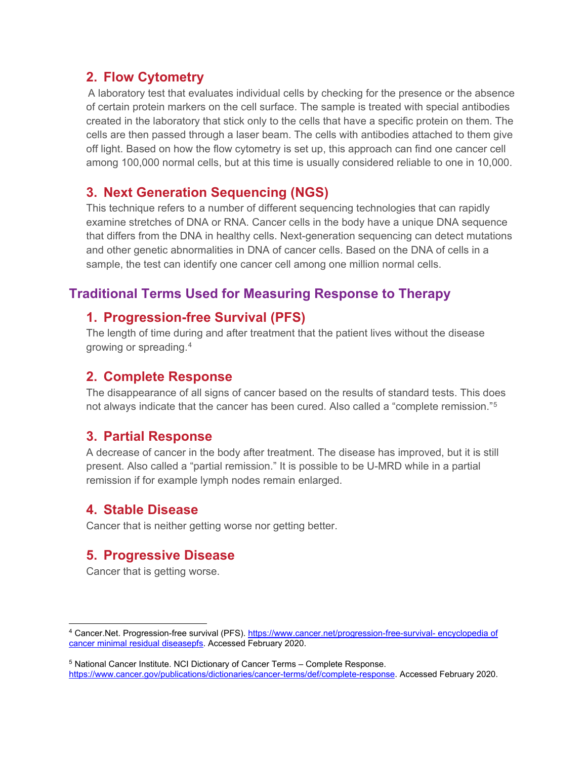### 2. Flow Cytometry

A laboratory test that evaluates individual cells by checking for the presence or the absence of certain protein markers on the cell surface. The sample is treated with special antibodies created in the laboratory that stick only to the cells that have a specific protein on them. The cells are then passed through a laser beam. The cells with antibodies attached to them give off light. Based on how the flow cytometry is set up, this approach can find one cancer cell among 100,000 normal cells, but at this time is usually considered reliable to one in 10,000.

### 3. Next Generation Sequencing (NGS)

This technique refers to a number of different sequencing technologies that can rapidly examine stretches of DNA or RNA. Cancer cells in the body have a unique DNA sequence that differs from the DNA in healthy cells. Next-generation sequencing can detect mutations and other genetic abnormalities in DNA of cancer cells. Based on the DNA of cells in a sample, the test can identify one cancer cell among one million normal cells.

## Traditional Terms Used for Measuring Response to Therapy

### 1. Progression-free Survival (PFS)

The length of time during and after treatment that the patient lives without the disease growing or spreading.[4]

### 2. Complete Response

The disappearance of all signs of cancer based on the results of standard tests. This does not always indicate that the cancer has been cured. Also called a "complete remission."[5]

### 3. Partial Response

A decrease of cancer in the body after treatment. The disease has improved, but it is still present. Also called a "partial remission." It is possible to be U-MRD while in a partial remission if for example lymph nodes remain enlarged.

### 4. Stable Disease

Cancer that is neither getting worse nor getting better.

### 5. Progressive Disease

Cancer that is getting worse.

---

[4] Cancer.Net. Progression-free survival (PFS). https://www.cancer.net/progression-free-survival- encyclopedia of cancer minimal residual diseasepfs. Accessed February 2020.

[5] National Cancer Institute. NCI Dictionary of Cancer Terms – Complete Response. https://www.cancer.gov/publications/dictionaries/cancer-terms/def/complete-response. Accessed February 2020.